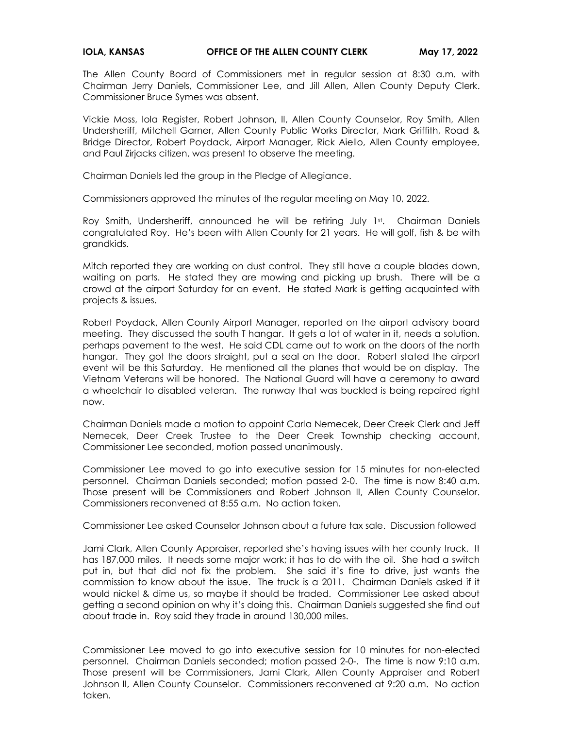**IOLA, KANSAS OFFICE OF THE ALLEN COUNTY CLERK May 17, 2022**

The Allen County Board of Commissioners met in regular session at 8:30 a.m. with Chairman Jerry Daniels, Commissioner Lee, and Jill Allen, Allen County Deputy Clerk. Commissioner Bruce Symes was absent.

Vickie Moss, Iola Register, Robert Johnson, II, Allen County Counselor, Roy Smith, Allen Undersheriff, Mitchell Garner, Allen County Public Works Director, Mark Griffith, Road & Bridge Director, Robert Poydack, Airport Manager, Rick Aiello, Allen County employee, and Paul Zirjacks citizen, was present to observe the meeting.

Chairman Daniels led the group in the Pledge of Allegiance.

Commissioners approved the minutes of the regular meeting on May 10, 2022.

Roy Smith, Undersheriff, announced he will be retiring July 1st. Chairman Daniels congratulated Roy. He's been with Allen County for 21 years. He will golf, fish & be with grandkids.

Mitch reported they are working on dust control. They still have a couple blades down, waiting on parts. He stated they are mowing and picking up brush. There will be a crowd at the airport Saturday for an event. He stated Mark is getting acquainted with projects & issues.

Robert Poydack, Allen County Airport Manager, reported on the airport advisory board meeting. They discussed the south T hangar. It gets a lot of water in it, needs a solution. perhaps pavement to the west. He said CDL came out to work on the doors of the north hangar. They got the doors straight, put a seal on the door. Robert stated the airport event will be this Saturday. He mentioned all the planes that would be on display. The Vietnam Veterans will be honored. The National Guard will have a ceremony to award a wheelchair to disabled veteran. The runway that was buckled is being repaired right now.

Chairman Daniels made a motion to appoint Carla Nemecek, Deer Creek Clerk and Jeff Nemecek, Deer Creek Trustee to the Deer Creek Township checking account, Commissioner Lee seconded, motion passed unanimously.

Commissioner Lee moved to go into executive session for 15 minutes for non-elected personnel. Chairman Daniels seconded; motion passed 2-0. The time is now 8:40 a.m. Those present will be Commissioners and Robert Johnson II, Allen County Counselor. Commissioners reconvened at 8:55 a.m. No action taken.

Commissioner Lee asked Counselor Johnson about a future tax sale. Discussion followed

Jami Clark, Allen County Appraiser, reported she's having issues with her county truck. It has 187,000 miles. It needs some major work; it has to do with the oil. She had a switch put in, but that did not fix the problem. She said it's fine to drive, just wants the commission to know about the issue. The truck is a 2011. Chairman Daniels asked if it would nickel & dime us, so maybe it should be traded. Commissioner Lee asked about getting a second opinion on why it's doing this. Chairman Daniels suggested she find out about trade in. Roy said they trade in around 130,000 miles.

Commissioner Lee moved to go into executive session for 10 minutes for non-elected personnel. Chairman Daniels seconded; motion passed 2-0-. The time is now 9:10 a.m. Those present will be Commissioners, Jami Clark, Allen County Appraiser and Robert Johnson II, Allen County Counselor. Commissioners reconvened at 9:20 a.m. No action taken.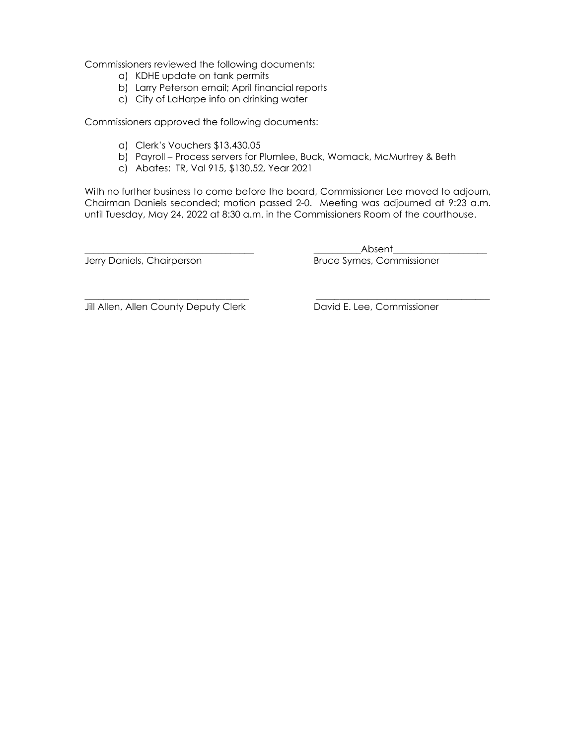Commissioners reviewed the following documents:

a) KDHE update on tank permits
b) Larry Peterson email; April financial reports
c) City of LaHarpe info on drinking water

Commissioners approved the following documents:

a) Clerk's Vouchers $13,430.05
b) Payroll – Process servers for Plumlee, Buck, Womack, McMurtrey & Beth
c) Abates: TR, Val 915, $130.52, Year 2021

With no further business to come before the board, Commissioner Lee moved to adjourn, Chairman Daniels seconded; motion passed 2-0. Meeting was adjourned at 9:23 a.m. until Tuesday, May 24, 2022 at 8:30 a.m. in the Commissioners Room of the courthouse.

| | |
|---|---|
| ___________________________________ | __________Absent___________________ |
| Jerry Daniels, Chairperson | Bruce Symes, Commissioner |
| ___________________________________ | ___________________________________ |
| Jill Allen, Allen County Deputy Clerk | David E. Lee, Commissioner |